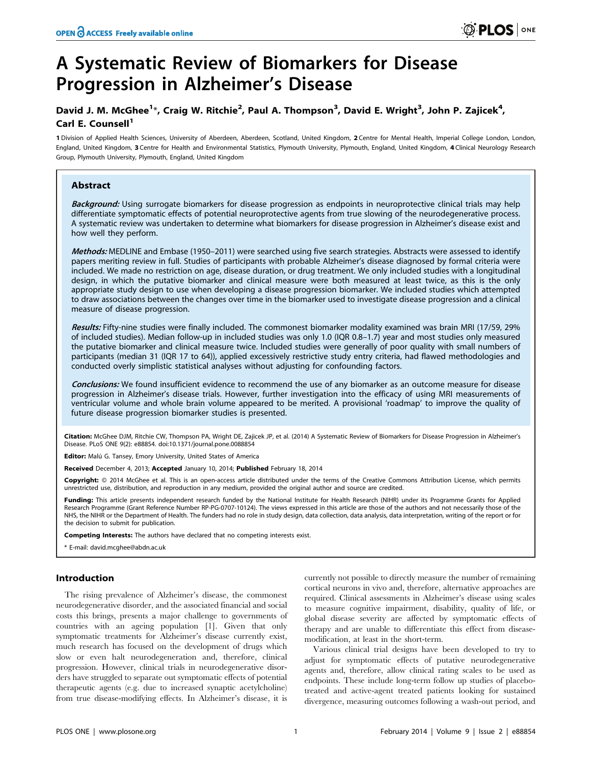# A Systematic Review of Biomarkers for Disease Progression in Alzheimer's Disease

**David J. M. McGhee[1]\*, Craig W. Ritchie[2], Paul A. Thompson[3], David E. Wright[3], John P. Zajicek[4], Carl E. Counsell[1]**

1 Division of Applied Health Sciences, University of Aberdeen, Aberdeen, Scotland, United Kingdom, 2 Centre for Mental Health, Imperial College London, London, England, United Kingdom, 3 Centre for Health and Environmental Statistics, Plymouth University, Plymouth, England, United Kingdom, 4 Clinical Neurology Research Group, Plymouth University, Plymouth, England, United Kingdom

## Abstract

***Background:*** Using surrogate biomarkers for disease progression as endpoints in neuroprotective clinical trials may help differentiate symptomatic effects of potential neuroprotective agents from true slowing of the neurodegenerative process. A systematic review was undertaken to determine what biomarkers for disease progression in Alzheimer's disease exist and how well they perform.

***Methods:*** MEDLINE and Embase (1950–2011) were searched using five search strategies. Abstracts were assessed to identify papers meriting review in full. Studies of participants with probable Alzheimer's disease diagnosed by formal criteria were included. We made no restriction on age, disease duration, or drug treatment. We only included studies with a longitudinal design, in which the putative biomarker and clinical measure were both measured at least twice, as this is the only appropriate study design to use when developing a disease progression biomarker. We included studies which attempted to draw associations between the changes over time in the biomarker used to investigate disease progression and a clinical measure of disease progression.

***Results:*** Fifty-nine studies were finally included. The commonest biomarker modality examined was brain MRI (17/59, 29% of included studies). Median follow-up in included studies was only 1.0 (IQR 0.8–1.7) year and most studies only measured the putative biomarker and clinical measure twice. Included studies were generally of poor quality with small numbers of participants (median 31 (IQR 17 to 64)), applied excessively restrictive study entry criteria, had flawed methodologies and conducted overly simplistic statistical analyses without adjusting for confounding factors.

***Conclusions:*** We found insufficient evidence to recommend the use of any biomarker as an outcome measure for disease progression in Alzheimer's disease trials. However, further investigation into the efficacy of using MRI measurements of ventricular volume and whole brain volume appeared to be merited. A provisional 'roadmap' to improve the quality of future disease progression biomarker studies is presented.

**Citation:** McGhee DJM, Ritchie CW, Thompson PA, Wright DE, Zajicek JP, et al. (2014) A Systematic Review of Biomarkers for Disease Progression in Alzheimer's Disease. PLoS ONE 9(2): e88854. doi:10.1371/journal.pone.0088854

**Editor:** Malú G. Tansey, Emory University, United States of America

**Received** December 4, 2013; **Accepted** January 10, 2014; **Published** February 18, 2014

**Copyright:** © 2014 McGhee et al. This is an open-access article distributed under the terms of the Creative Commons Attribution License, which permits unrestricted use, distribution, and reproduction in any medium, provided the original author and source are credited.

**Funding:** This article presents independent research funded by the National Institute for Health Research (NIHR) under its Programme Grants for Applied Research Programme (Grant Reference Number RP-PG-0707-10124). The views expressed in this article are those of the authors and not necessarily those of the NHS, the NIHR or the Department of Health. The funders had no role in study design, data collection, data analysis, data interpretation, writing of the report or for the decision to submit for publication.

**Competing Interests:** The authors have declared that no competing interests exist.

\* E-mail: david.mcghee@abdn.ac.uk

## Introduction

The rising prevalence of Alzheimer's disease, the commonest neurodegenerative disorder, and the associated financial and social costs this brings, presents a major challenge to governments of countries with an ageing population [1]. Given that only symptomatic treatments for Alzheimer's disease currently exist, much research has focused on the development of drugs which slow or even halt neurodegeneration and, therefore, clinical progression. However, clinical trials in neurodegenerative disorders have struggled to separate out symptomatic effects of potential therapeutic agents (e.g. due to increased synaptic acetylcholine) from true disease-modifying effects. In Alzheimer's disease, it is currently not possible to directly measure the number of remaining cortical neurons in vivo and, therefore, alternative approaches are required. Clinical assessments in Alzheimer's disease using scales to measure cognitive impairment, disability, quality of life, or global disease severity are affected by symptomatic effects of therapy and are unable to differentiate this effect from disease-modification, at least in the short-term.

Various clinical trial designs have been developed to try to adjust for symptomatic effects of putative neurodegenerative agents and, therefore, allow clinical rating scales to be used as endpoints. These include long-term follow up studies of placebo-treated and active-agent treated patients looking for sustained divergence, measuring outcomes following a wash-out period, and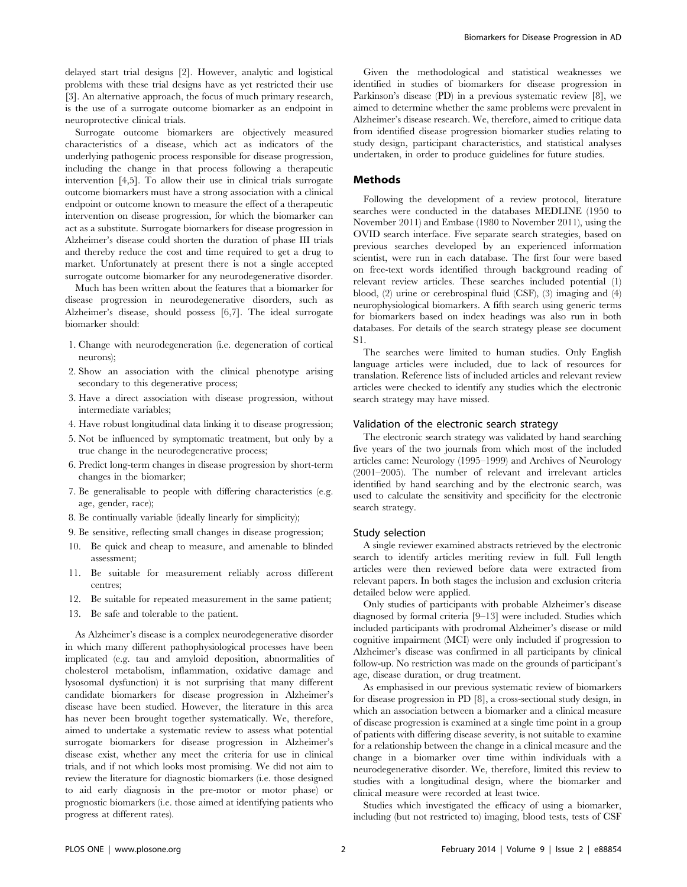delayed start trial designs [2]. However, analytic and logistical problems with these trial designs have as yet restricted their use [3]. An alternative approach, the focus of much primary research, is the use of a surrogate outcome biomarker as an endpoint in neuroprotective clinical trials.

Surrogate outcome biomarkers are objectively measured characteristics of a disease, which act as indicators of the underlying pathogenic process responsible for disease progression, including the change in that process following a therapeutic intervention [4,5]. To allow their use in clinical trials surrogate outcome biomarkers must have a strong association with a clinical endpoint or outcome known to measure the effect of a therapeutic intervention on disease progression, for which the biomarker can act as a substitute. Surrogate biomarkers for disease progression in Alzheimer's disease could shorten the duration of phase III trials and thereby reduce the cost and time required to get a drug to market. Unfortunately at present there is not a single accepted surrogate outcome biomarker for any neurodegenerative disorder.

Much has been written about the features that a biomarker for disease progression in neurodegenerative disorders, such as Alzheimer's disease, should possess [6,7]. The ideal surrogate biomarker should:

1. Change with neurodegeneration (i.e. degeneration of cortical neurons);
2. Show an association with the clinical phenotype arising secondary to this degenerative process;
3. Have a direct association with disease progression, without intermediate variables;
4. Have robust longitudinal data linking it to disease progression;
5. Not be influenced by symptomatic treatment, but only by a true change in the neurodegenerative process;
6. Predict long-term changes in disease progression by short-term changes in the biomarker;
7. Be generalisable to people with differing characteristics (e.g. age, gender, race);
8. Be continually variable (ideally linearly for simplicity);
9. Be sensitive, reflecting small changes in disease progression;
10. Be quick and cheap to measure, and amenable to blinded assessment;
11. Be suitable for measurement reliably across different centres;
12. Be suitable for repeated measurement in the same patient;
13. Be safe and tolerable to the patient.

As Alzheimer's disease is a complex neurodegenerative disorder in which many different pathophysiological processes have been implicated (e.g. tau and amyloid deposition, abnormalities of cholesterol metabolism, inflammation, oxidative damage and lysosomal dysfunction) it is not surprising that many different candidate biomarkers for disease progression in Alzheimer's disease have been studied. However, the literature in this area has never been brought together systematically. We, therefore, aimed to undertake a systematic review to assess what potential surrogate biomarkers for disease progression in Alzheimer's disease exist, whether any meet the criteria for use in clinical trials, and if not which looks most promising. We did not aim to review the literature for diagnostic biomarkers (i.e. those designed to aid early diagnosis in the pre-motor or motor phase) or prognostic biomarkers (i.e. those aimed at identifying patients who progress at different rates).

Given the methodological and statistical weaknesses we identified in studies of biomarkers for disease progression in Parkinson's disease (PD) in a previous systematic review [8], we aimed to determine whether the same problems were prevalent in Alzheimer's disease research. We, therefore, aimed to critique data from identified disease progression biomarker studies relating to study design, participant characteristics, and statistical analyses undertaken, in order to produce guidelines for future studies.

## Methods

Following the development of a review protocol, literature searches were conducted in the databases MEDLINE (1950 to November 2011) and Embase (1980 to November 2011), using the OVID search interface. Five separate search strategies, based on previous searches developed by an experienced information scientist, were run in each database. The first four were based on free-text words identified through background reading of relevant review articles. These searches included potential (1) blood, (2) urine or cerebrospinal fluid (CSF), (3) imaging and (4) neurophysiological biomarkers. A fifth search using generic terms for biomarkers based on index headings was also run in both databases. For details of the search strategy please see document S1.

The searches were limited to human studies. Only English language articles were included, due to lack of resources for translation. Reference lists of included articles and relevant review articles were checked to identify any studies which the electronic search strategy may have missed.

### Validation of the electronic search strategy

The electronic search strategy was validated by hand searching five years of the two journals from which most of the included articles came: Neurology (1995–1999) and Archives of Neurology (2001–2005). The number of relevant and irrelevant articles identified by hand searching and by the electronic search, was used to calculate the sensitivity and specificity for the electronic search strategy.

### Study selection

A single reviewer examined abstracts retrieved by the electronic search to identify articles meriting review in full. Full length articles were then reviewed before data were extracted from relevant papers. In both stages the inclusion and exclusion criteria detailed below were applied.

Only studies of participants with probable Alzheimer's disease diagnosed by formal criteria [9–13] were included. Studies which included participants with prodromal Alzheimer's disease or mild cognitive impairment (MCI) were only included if progression to Alzheimer's disease was confirmed in all participants by clinical follow-up. No restriction was made on the grounds of participant's age, disease duration, or drug treatment.

As emphasised in our previous systematic review of biomarkers for disease progression in PD [8], a cross-sectional study design, in which an association between a biomarker and a clinical measure of disease progression is examined at a single time point in a group of patients with differing disease severity, is not suitable to examine for a relationship between the change in a clinical measure and the change in a biomarker over time within individuals with a neurodegenerative disorder. We, therefore, limited this review to studies with a longitudinal design, where the biomarker and clinical measure were recorded at least twice.

Studies which investigated the efficacy of using a biomarker, including (but not restricted to) imaging, blood tests, tests of CSF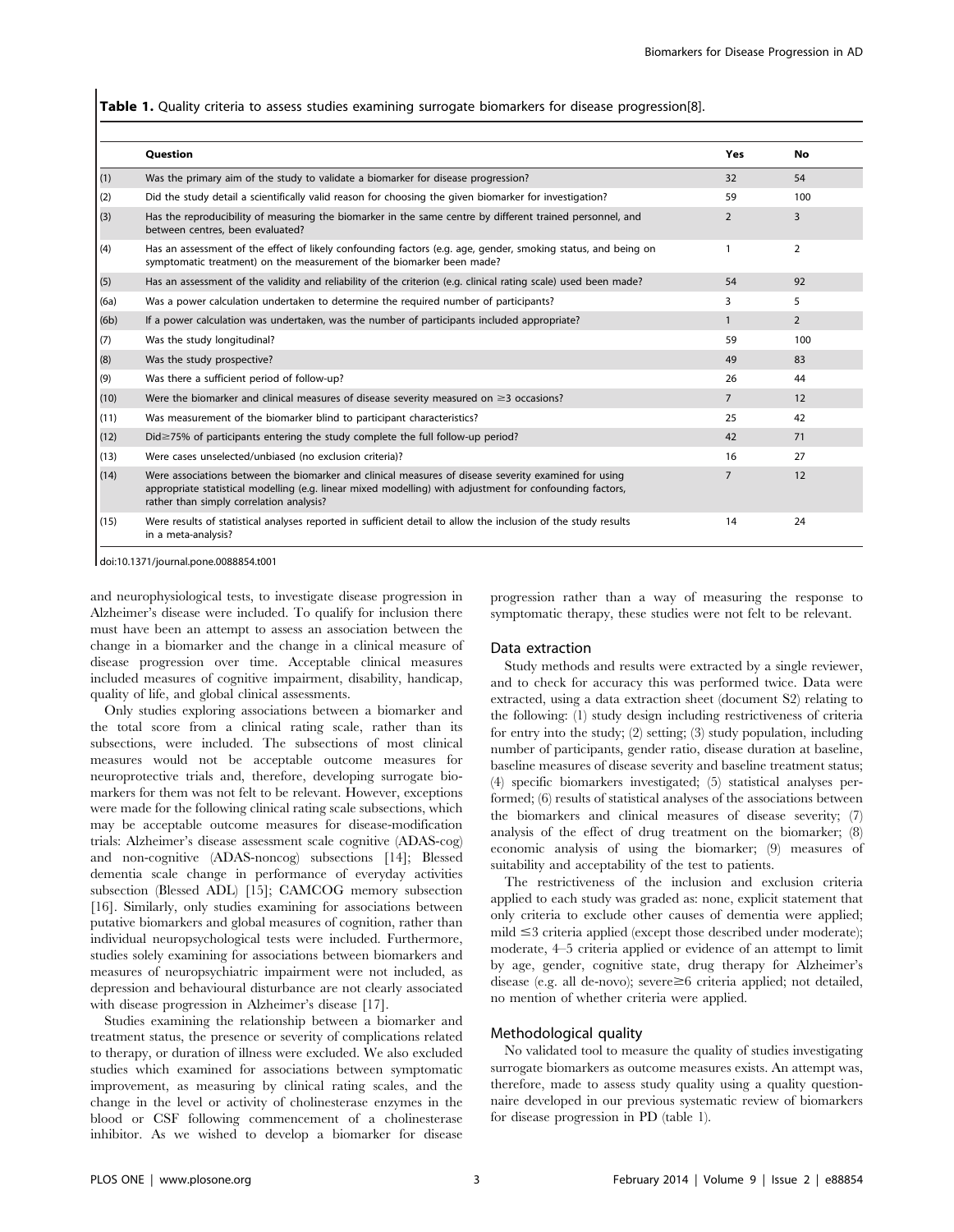**Table 1.** Quality criteria to assess studies examining surrogate biomarkers for disease progression[8].

| | Question | Yes | No |
|---|---|---|---|
| (1) | Was the primary aim of the study to validate a biomarker for disease progression? | 32 | 54 |
| (2) | Did the study detail a scientifically valid reason for choosing the given biomarker for investigation? | 59 | 100 |
| (3) | Has the reproducibility of measuring the biomarker in the same centre by different trained personnel, and between centres, been evaluated? | 2 | 3 |
| (4) | Has an assessment of the effect of likely confounding factors (e.g. age, gender, smoking status, and being on symptomatic treatment) on the measurement of the biomarker been made? | 1 | 2 |
| (5) | Has an assessment of the validity and reliability of the criterion (e.g. clinical rating scale) used been made? | 54 | 92 |
| (6a) | Was a power calculation undertaken to determine the required number of participants? | 3 | 5 |
| (6b) | If a power calculation was undertaken, was the number of participants included appropriate? | 1 | 2 |
| (7) | Was the study longitudinal? | 59 | 100 |
| (8) | Was the study prospective? | 49 | 83 |
| (9) | Was there a sufficient period of follow-up? | 26 | 44 |
| (10) | Were the biomarker and clinical measures of disease severity measured on ≥3 occasions? | 7 | 12 |
| (11) | Was measurement of the biomarker blind to participant characteristics? | 25 | 42 |
| (12) | Did≥75% of participants entering the study complete the full follow-up period? | 42 | 71 |
| (13) | Were cases unselected/unbiased (no exclusion criteria)? | 16 | 27 |
| (14) | Were associations between the biomarker and clinical measures of disease severity examined for using appropriate statistical modelling (e.g. linear mixed modelling) with adjustment for confounding factors, rather than simply correlation analysis? | 7 | 12 |
| (15) | Were results of statistical analyses reported in sufficient detail to allow the inclusion of the study results in a meta-analysis? | 14 | 24 |

doi:10.1371/journal.pone.0088854.t001

and neurophysiological tests, to investigate disease progression in Alzheimer's disease were included. To qualify for inclusion there must have been an attempt to assess an association between the change in a biomarker and the change in a clinical measure of disease progression over time. Acceptable clinical measures included measures of cognitive impairment, disability, handicap, quality of life, and global clinical assessments.

Only studies exploring associations between a biomarker and the total score from a clinical rating scale, rather than its subsections, were included. The subsections of most clinical measures would not be acceptable outcome measures for neuroprotective trials and, therefore, developing surrogate biomarkers for them was not felt to be relevant. However, exceptions were made for the following clinical rating scale subsections, which may be acceptable outcome measures for disease-modification trials: Alzheimer's disease assessment scale cognitive (ADAS-cog) and non-cognitive (ADAS-noncog) subsections [14]; Blessed dementia scale change in performance of everyday activities subsection (Blessed ADL) [15]; CAMCOG memory subsection [16]. Similarly, only studies examining for associations between putative biomarkers and global measures of cognition, rather than individual neuropsychological tests were included. Furthermore, studies solely examining for associations between biomarkers and measures of neuropsychiatric impairment were not included, as depression and behavioural disturbance are not clearly associated with disease progression in Alzheimer's disease [17].

Studies examining the relationship between a biomarker and treatment status, the presence or severity of complications related to therapy, or duration of illness were excluded. We also excluded studies which examined for associations between symptomatic improvement, as measuring by clinical rating scales, and the change in the level or activity of cholinesterase enzymes in the blood or CSF following commencement of a cholinesterase inhibitor. As we wished to develop a biomarker for disease progression rather than a way of measuring the response to symptomatic therapy, these studies were not felt to be relevant.

## Data extraction

Study methods and results were extracted by a single reviewer, and to check for accuracy this was performed twice. Data were extracted, using a data extraction sheet (document S2) relating to the following: (1) study design including restrictiveness of criteria for entry into the study; (2) setting; (3) study population, including number of participants, gender ratio, disease duration at baseline, baseline measures of disease severity and baseline treatment status; (4) specific biomarkers investigated; (5) statistical analyses performed; (6) results of statistical analyses of the associations between the biomarkers and clinical measures of disease severity; (7) analysis of the effect of drug treatment on the biomarker; (8) economic analysis of using the biomarker; (9) measures of suitability and acceptability of the test to patients.

The restrictiveness of the inclusion and exclusion criteria applied to each study was graded as: none, explicit statement that only criteria to exclude other causes of dementia were applied; mild ≤3 criteria applied (except those described under moderate); moderate, 4–5 criteria applied or evidence of an attempt to limit by age, gender, cognitive state, drug therapy for Alzheimer's disease (e.g. all de-novo); severe≥6 criteria applied; not detailed, no mention of whether criteria were applied.

## Methodological quality

No validated tool to measure the quality of studies investigating surrogate biomarkers as outcome measures exists. An attempt was, therefore, made to assess study quality using a quality questionnaire developed in our previous systematic review of biomarkers for disease progression in PD (table 1).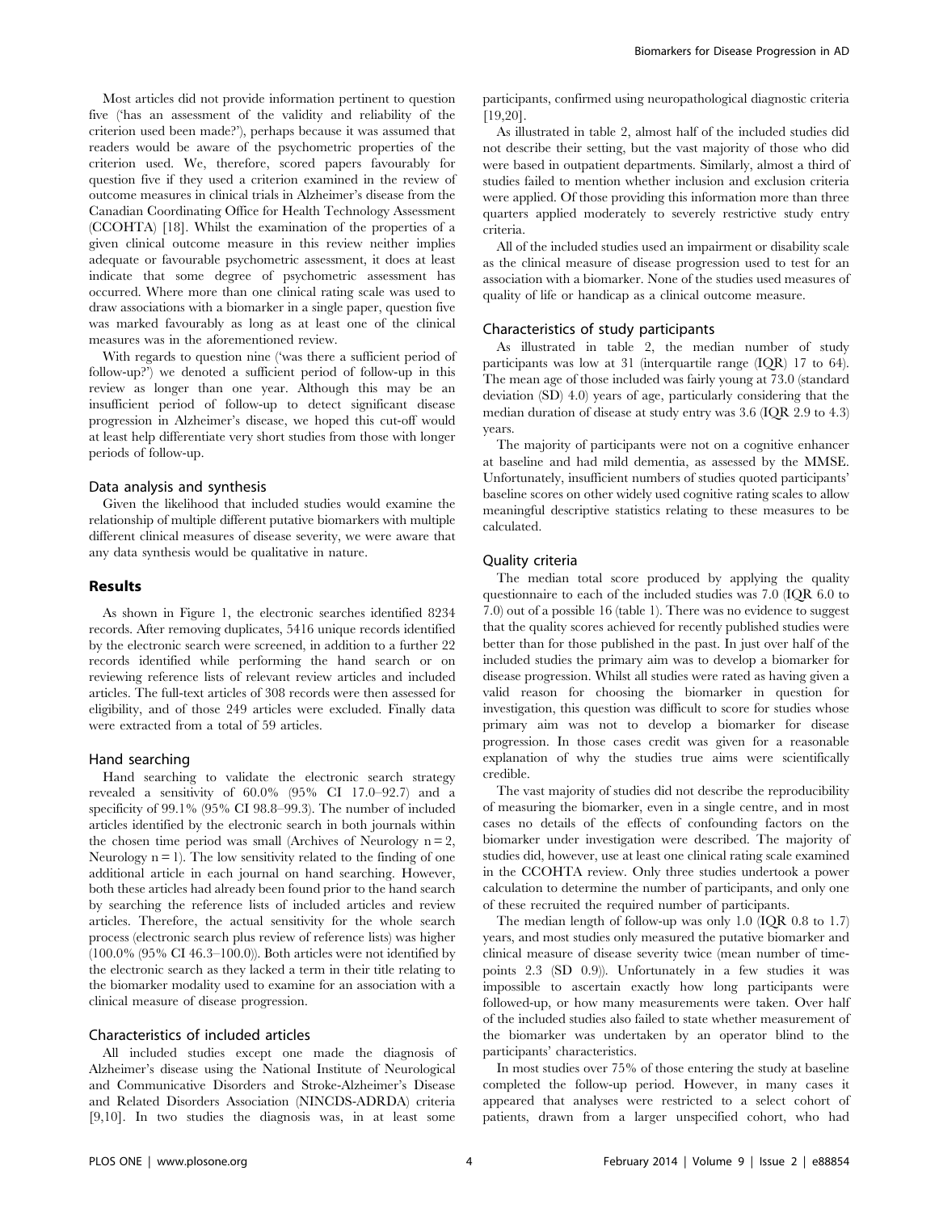Most articles did not provide information pertinent to question five ('has an assessment of the validity and reliability of the criterion used been made?'), perhaps because it was assumed that readers would be aware of the psychometric properties of the criterion used. We, therefore, scored papers favourably for question five if they used a criterion examined in the review of outcome measures in clinical trials in Alzheimer's disease from the Canadian Coordinating Office for Health Technology Assessment (CCOHTA) [18]. Whilst the examination of the properties of a given clinical outcome measure in this review neither implies adequate or favourable psychometric assessment, it does at least indicate that some degree of psychometric assessment has occurred. Where more than one clinical rating scale was used to draw associations with a biomarker in a single paper, question five was marked favourably as long as at least one of the clinical measures was in the aforementioned review.

With regards to question nine ('was there a sufficient period of follow-up?') we denoted a sufficient period of follow-up in this review as longer than one year. Although this may be an insufficient period of follow-up to detect significant disease progression in Alzheimer's disease, we hoped this cut-off would at least help differentiate very short studies from those with longer periods of follow-up.

### Data analysis and synthesis

Given the likelihood that included studies would examine the relationship of multiple different putative biomarkers with multiple different clinical measures of disease severity, we were aware that any data synthesis would be qualitative in nature.

## Results

As shown in Figure 1, the electronic searches identified 8234 records. After removing duplicates, 5416 unique records identified by the electronic search were screened, in addition to a further 22 records identified while performing the hand search or on reviewing reference lists of relevant review articles and included articles. The full-text articles of 308 records were then assessed for eligibility, and of those 249 articles were excluded. Finally data were extracted from a total of 59 articles.

### Hand searching

Hand searching to validate the electronic search strategy revealed a sensitivity of 60.0% (95% CI 17.0–92.7) and a specificity of 99.1% (95% CI 98.8–99.3). The number of included articles identified by the electronic search in both journals within the chosen time period was small (Archives of Neurology n = 2, Neurology n = 1). The low sensitivity related to the finding of one additional article in each journal on hand searching. However, both these articles had already been found prior to the hand search by searching the reference lists of included articles and review articles. Therefore, the actual sensitivity for the whole search process (electronic search plus review of reference lists) was higher (100.0% (95% CI 46.3–100.0)). Both articles were not identified by the electronic search as they lacked a term in their title relating to the biomarker modality used to examine for an association with a clinical measure of disease progression.

### Characteristics of included articles

All included studies except one made the diagnosis of Alzheimer's disease using the National Institute of Neurological and Communicative Disorders and Stroke-Alzheimer's Disease and Related Disorders Association (NINCDS-ADRDA) criteria [9,10]. In two studies the diagnosis was, in at least some participants, confirmed using neuropathological diagnostic criteria [19,20].

As illustrated in table 2, almost half of the included studies did not describe their setting, but the vast majority of those who did were based in outpatient departments. Similarly, almost a third of studies failed to mention whether inclusion and exclusion criteria were applied. Of those providing this information more than three quarters applied moderately to severely restrictive study entry criteria.

All of the included studies used an impairment or disability scale as the clinical measure of disease progression used to test for an association with a biomarker. None of the studies used measures of quality of life or handicap as a clinical outcome measure.

### Characteristics of study participants

As illustrated in table 2, the median number of study participants was low at 31 (interquartile range (IQR) 17 to 64). The mean age of those included was fairly young at 73.0 (standard deviation (SD) 4.0) years of age, particularly considering that the median duration of disease at study entry was 3.6 (IQR 2.9 to 4.3) years.

The majority of participants were not on a cognitive enhancer at baseline and had mild dementia, as assessed by the MMSE. Unfortunately, insufficient numbers of studies quoted participants' baseline scores on other widely used cognitive rating scales to allow meaningful descriptive statistics relating to these measures to be calculated.

### Quality criteria

The median total score produced by applying the quality questionnaire to each of the included studies was 7.0 (IQR 6.0 to 7.0) out of a possible 16 (table 1). There was no evidence to suggest that the quality scores achieved for recently published studies were better than for those published in the past. In just over half of the included studies the primary aim was to develop a biomarker for disease progression. Whilst all studies were rated as having given a valid reason for choosing the biomarker in question for investigation, this question was difficult to score for studies whose primary aim was not to develop a biomarker for disease progression. In those cases credit was given for a reasonable explanation of why the studies true aims were scientifically credible.

The vast majority of studies did not describe the reproducibility of measuring the biomarker, even in a single centre, and in most cases no details of the effects of confounding factors on the biomarker under investigation were described. The majority of studies did, however, use at least one clinical rating scale examined in the CCOHTA review. Only three studies undertook a power calculation to determine the number of participants, and only one of these recruited the required number of participants.

The median length of follow-up was only 1.0 (IQR 0.8 to 1.7) years, and most studies only measured the putative biomarker and clinical measure of disease severity twice (mean number of time-points 2.3 (SD 0.9)). Unfortunately in a few studies it was impossible to ascertain exactly how long participants were followed-up, or how many measurements were taken. Over half of the included studies also failed to state whether measurement of the biomarker was undertaken by an operator blind to the participants' characteristics.

In most studies over 75% of those entering the study at baseline completed the follow-up period. However, in many cases it appeared that analyses were restricted to a select cohort of patients, drawn from a larger unspecified cohort, who had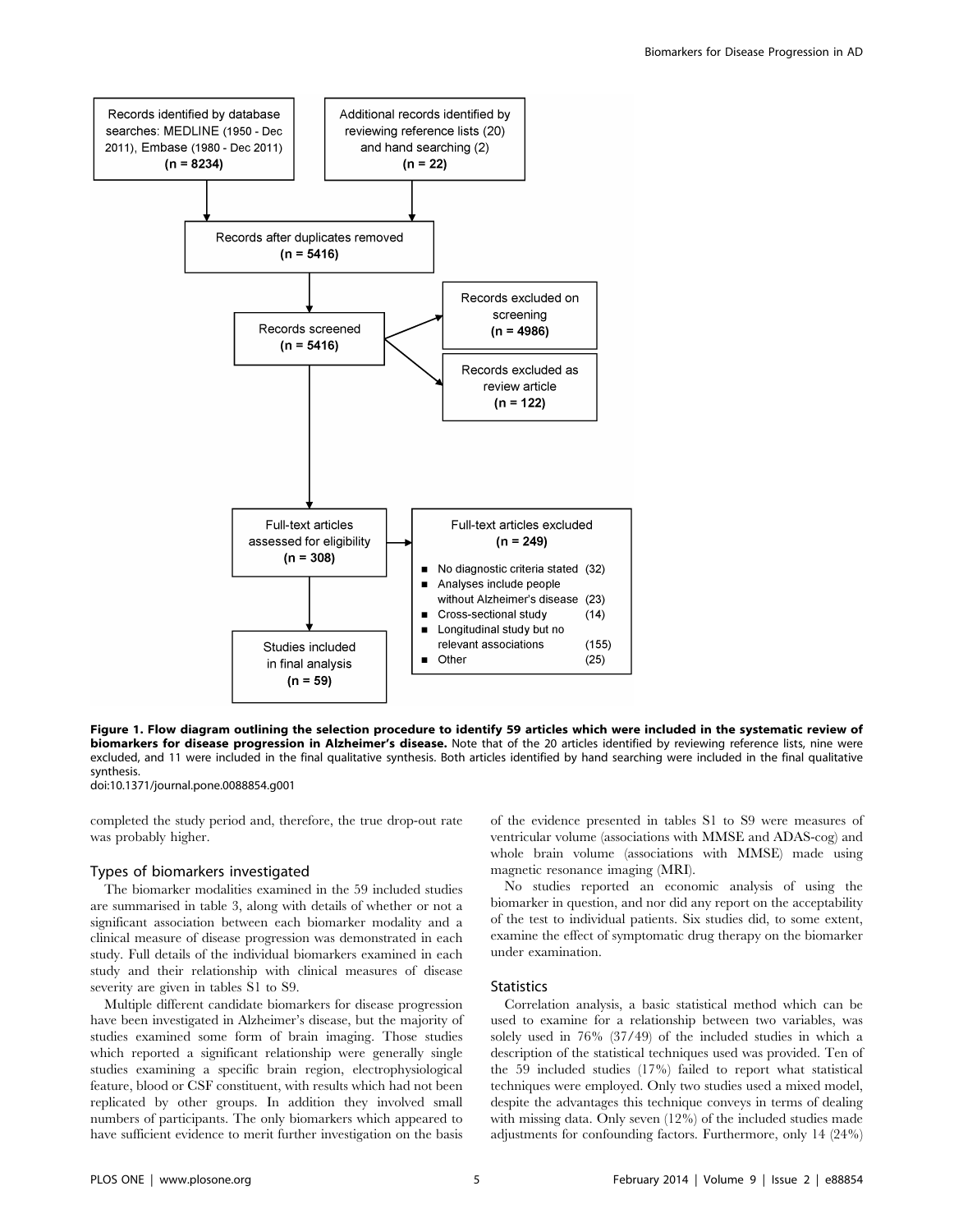Records identified by database searches: MEDLINE (1950 - Dec 2011), Embase (1980 - Dec 2011) **(n = 8234)**

Additional records identified by reviewing reference lists (20) and hand searching (2) **(n = 22)**

Records after duplicates removed **(n = 5416)**

Records screened **(n = 5416)**

Records excluded on screening **(n = 4986)**

Records excluded as review article **(n = 122)**

Full-text articles assessed for eligibility **(n = 308)**

Full-text articles excluded **(n = 249)**

- No diagnostic criteria stated (32)
- Analyses include people without Alzheimer's disease (23)
- Cross-sectional study (14)
- Longitudinal study but no relevant associations (155)
- Other (25)

Studies included in final analysis **(n = 59)**

**Figure 1. Flow diagram outlining the selection procedure to identify 59 articles which were included in the systematic review of biomarkers for disease progression in Alzheimer's disease.** Note that of the 20 articles identified by reviewing reference lists, nine were excluded, and 11 were included in the final qualitative synthesis. Both articles identified by hand searching were included in the final qualitative synthesis.
doi:10.1371/journal.pone.0088854.g001

completed the study period and, therefore, the true drop-out rate was probably higher.

## Types of biomarkers investigated

The biomarker modalities examined in the 59 included studies are summarised in table 3, along with details of whether or not a significant association between each biomarker modality and a clinical measure of disease progression was demonstrated in each study. Full details of the individual biomarkers examined in each study and their relationship with clinical measures of disease severity are given in tables S1 to S9.

Multiple different candidate biomarkers for disease progression have been investigated in Alzheimer's disease, but the majority of studies examined some form of brain imaging. Those studies which reported a significant relationship were generally single studies examining a specific brain region, electrophysiological feature, blood or CSF constituent, with results which had not been replicated by other groups. In addition they involved small numbers of participants. The only biomarkers which appeared to have sufficient evidence to merit further investigation on the basis of the evidence presented in tables S1 to S9 were measures of ventricular volume (associations with MMSE and ADAS-cog) and whole brain volume (associations with MMSE) made using magnetic resonance imaging (MRI).

No studies reported an economic analysis of using the biomarker in question, and nor did any report on the acceptability of the test to individual patients. Six studies did, to some extent, examine the effect of symptomatic drug therapy on the biomarker under examination.

## Statistics

Correlation analysis, a basic statistical method which can be used to examine for a relationship between two variables, was solely used in 76% (37/49) of the included studies in which a description of the statistical techniques used was provided. Ten of the 59 included studies (17%) failed to report what statistical techniques were employed. Only two studies used a mixed model, despite the advantages this technique conveys in terms of dealing with missing data. Only seven (12%) of the included studies made adjustments for confounding factors. Furthermore, only 14 (24%)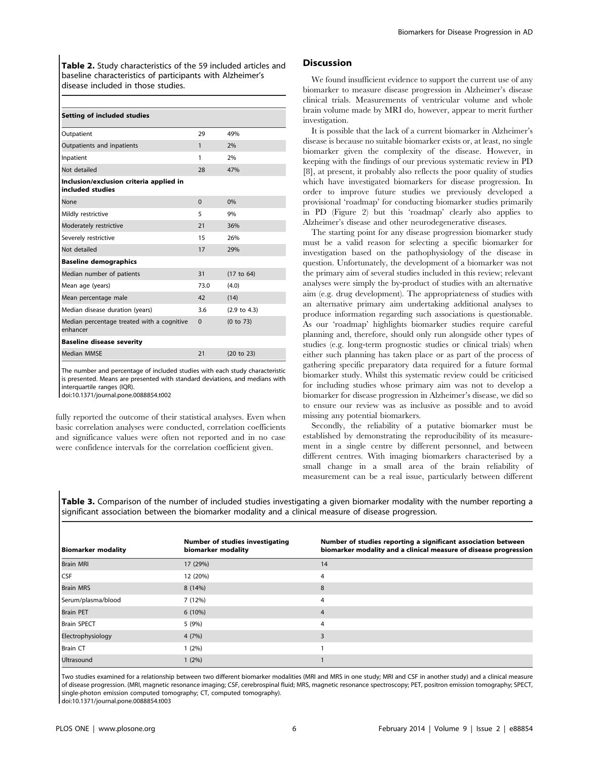**Table 2.** Study characteristics of the 59 included articles and baseline characteristics of participants with Alzheimer's disease included in those studies.

| **Setting of included studies** | | |
|---|---|---|
| Outpatient | 29 | 49% |
| Outpatients and inpatients | 1 | 2% |
| Inpatient | 1 | 2% |
| Not detailed | 28 | 47% |
| **Inclusion/exclusion criteria applied in included studies** | | |
| None | 0 | 0% |
| Mildly restrictive | 5 | 9% |
| Moderately restrictive | 21 | 36% |
| Severely restrictive | 15 | 26% |
| Not detailed | 17 | 29% |
| **Baseline demographics** | | |
| Median number of patients | 31 | (17 to 64) |
| Mean age (years) | 73.0 | (4.0) |
| Mean percentage male | 42 | (14) |
| Median disease duration (years) | 3.6 | (2.9 to 4.3) |
| Median percentage treated with a cognitive enhancer | 0 | (0 to 73) |
| **Baseline disease severity** | | |
| Median MMSE | 21 | (20 to 23) |

The number and percentage of included studies with each study characteristic is presented. Means are presented with standard deviations, and medians with interquartile ranges (IQR).
doi:10.1371/journal.pone.0088854.t002

fully reported the outcome of their statistical analyses. Even when basic correlation analyses were conducted, correlation coefficients and significance values were often not reported and in no case were confidence intervals for the correlation coefficient given.

## Discussion

We found insufficient evidence to support the current use of any biomarker to measure disease progression in Alzheimer's disease clinical trials. Measurements of ventricular volume and whole brain volume made by MRI do, however, appear to merit further investigation.

It is possible that the lack of a current biomarker in Alzheimer's disease is because no suitable biomarker exists or, at least, no single biomarker given the complexity of the disease. However, in keeping with the findings of our previous systematic review in PD [8], at present, it probably also reflects the poor quality of studies which have investigated biomarkers for disease progression. In order to improve future studies we previously developed a provisional 'roadmap' for conducting biomarker studies primarily in PD (Figure 2) but this 'roadmap' clearly also applies to Alzheimer's disease and other neurodegenerative diseases.

The starting point for any disease progression biomarker study must be a valid reason for selecting a specific biomarker for investigation based on the pathophysiology of the disease in question. Unfortunately, the development of a biomarker was not the primary aim of several studies included in this review; relevant analyses were simply the by-product of studies with an alternative aim (e.g. drug development). The appropriateness of studies with an alternative primary aim undertaking additional analyses to produce information regarding such associations is questionable. As our 'roadmap' highlights biomarker studies require careful planning and, therefore, should only run alongside other types of studies (e.g. long-term prognostic studies or clinical trials) when either such planning has taken place or as part of the process of gathering specific preparatory data required for a future formal biomarker study. Whilst this systematic review could be criticised for including studies whose primary aim was not to develop a biomarker for disease progression in Alzheimer's disease, we did so to ensure our review was as inclusive as possible and to avoid missing any potential biomarkers.

Secondly, the reliability of a putative biomarker must be established by demonstrating the reproducibility of its measurement in a single centre by different personnel, and between different centres. With imaging biomarkers characterised by a small change in a small area of the brain reliability of measurement can be a real issue, particularly between different

**Table 3.** Comparison of the number of included studies investigating a given biomarker modality with the number reporting a significant association between the biomarker modality and a clinical measure of disease progression.

| Biomarker modality | Number of studies investigating biomarker modality | Number of studies reporting a significant association between biomarker modality and a clinical measure of disease progression |
|---|---|---|
| Brain MRI | 17 (29%) | 14 |
| CSF | 12 (20%) | 4 |
| Brain MRS | 8 (14%) | 8 |
| Serum/plasma/blood | 7 (12%) | 4 |
| Brain PET | 6 (10%) | 4 |
| Brain SPECT | 5 (9%) | 4 |
| Electrophysiology | 4 (7%) | 3 |
| Brain CT | 1 (2%) | 1 |
| Ultrasound | 1 (2%) | 1 |

Two studies examined for a relationship between two different biomarker modalities (MRI and MRS in one study; MRI and CSF in another study) and a clinical measure of disease progression. (MRI, magnetic resonance imaging; CSF, cerebrospinal fluid; MRS, magnetic resonance spectroscopy; PET, positron emission tomography; SPECT, single-photon emission computed tomography; CT, computed tomography).
doi:10.1371/journal.pone.0088854.t003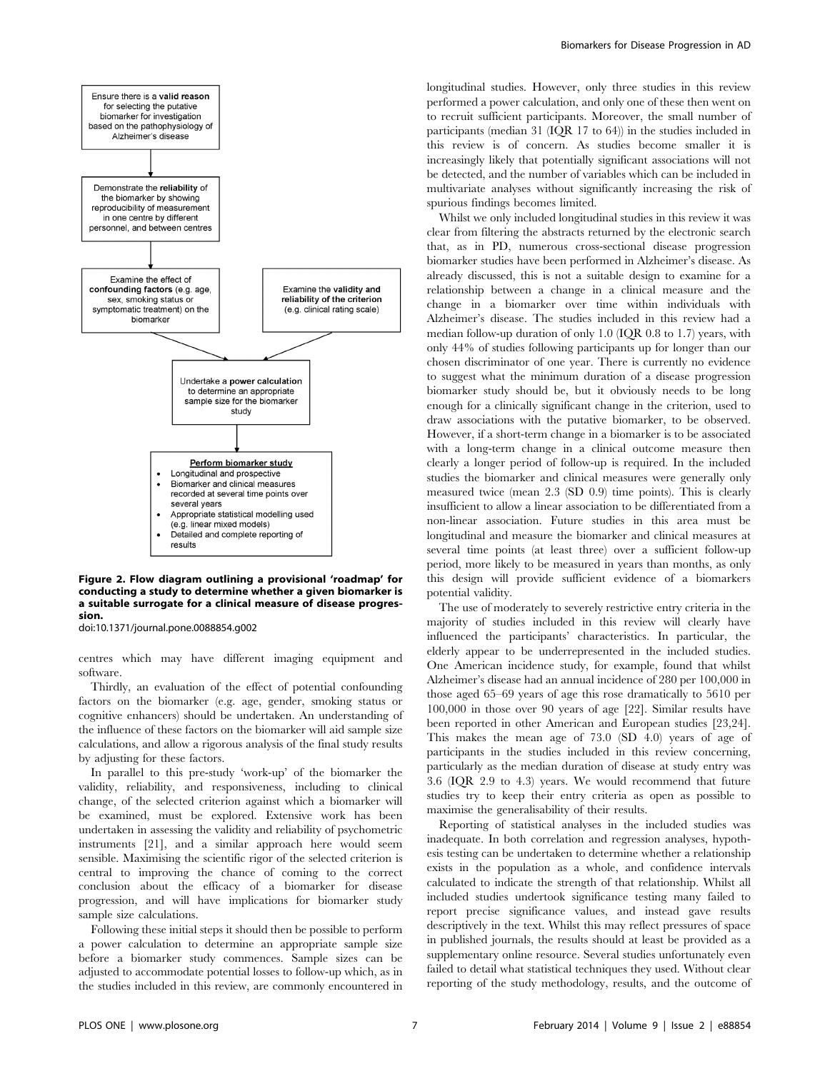Ensure there is a **valid reason** for selecting the putative biomarker for investigation based on the pathophysiology of Alzheimer's disease

Demonstrate the **reliability** of the biomarker by showing reproducibility of measurement in one centre by different personnel, and between centres

Examine the effect of **confounding factors** (e.g. age, sex, smoking status or symptomatic treatment) on the biomarker

Examine the **validity and reliability of the criterion** (e.g. clinical rating scale)

Undertake a **power calculation** to determine an appropriate sample size for the biomarker study

Perform biomarker study
- Longitudinal and prospective
- Biomarker and clinical measures recorded at several time points over several years
- Appropriate statistical modelling used (e.g. linear mixed models)
- Detailed and complete reporting of results

**Figure 2. Flow diagram outlining a provisional 'roadmap' for conducting a study to determine whether a given biomarker is a suitable surrogate for a clinical measure of disease progression.**
doi:10.1371/journal.pone.0088854.g002

centres which may have different imaging equipment and software.

Thirdly, an evaluation of the effect of potential confounding factors on the biomarker (e.g. age, gender, smoking status or cognitive enhancers) should be undertaken. An understanding of the influence of these factors on the biomarker will aid sample size calculations, and allow a rigorous analysis of the final study results by adjusting for these factors.

In parallel to this pre-study 'work-up' of the biomarker the validity, reliability, and responsiveness, including to clinical change, of the selected criterion against which a biomarker will be examined, must be explored. Extensive work has been undertaken in assessing the validity and reliability of psychometric instruments [21], and a similar approach here would seem sensible. Maximising the scientific rigor of the selected criterion is central to improving the chance of coming to the correct conclusion about the efficacy of a biomarker for disease progression, and will have implications for biomarker study sample size calculations.

Following these initial steps it should then be possible to perform a power calculation to determine an appropriate sample size before a biomarker study commences. Sample sizes can be adjusted to accommodate potential losses to follow-up which, as in the studies included in this review, are commonly encountered in longitudinal studies. However, only three studies in this review performed a power calculation, and only one of these then went on to recruit sufficient participants. Moreover, the small number of participants (median 31 (IQR 17 to 64)) in the studies included in this review is of concern. As studies become smaller it is increasingly likely that potentially significant associations will not be detected, and the number of variables which can be included in multivariate analyses without significantly increasing the risk of spurious findings becomes limited.

Whilst we only included longitudinal studies in this review it was clear from filtering the abstracts returned by the electronic search that, as in PD, numerous cross-sectional disease progression biomarker studies have been performed in Alzheimer's disease. As already discussed, this is not a suitable design to examine for a relationship between a change in a clinical measure and the change in a biomarker over time within individuals with Alzheimer's disease. The studies included in this review had a median follow-up duration of only 1.0 (IQR 0.8 to 1.7) years, with only 44% of studies following participants up for longer than our chosen discriminator of one year. There is currently no evidence to suggest what the minimum duration of a disease progression biomarker study should be, but it obviously needs to be long enough for a clinically significant change in the criterion, used to draw associations with the putative biomarker, to be observed. However, if a short-term change in a biomarker is to be associated with a long-term change in a clinical outcome measure then clearly a longer period of follow-up is required. In the included studies the biomarker and clinical measures were generally only measured twice (mean 2.3 (SD 0.9) time points). This is clearly insufficient to allow a linear association to be differentiated from a non-linear association. Future studies in this area must be longitudinal and measure the biomarker and clinical measures at several time points (at least three) over a sufficient follow-up period, more likely to be measured in years than months, as only this design will provide sufficient evidence of a biomarkers potential validity.

The use of moderately to severely restrictive entry criteria in the majority of studies included in this review will clearly have influenced the participants' characteristics. In particular, the elderly appear to be underrepresented in the included studies. One American incidence study, for example, found that whilst Alzheimer's disease had an annual incidence of 280 per 100,000 in those aged 65–69 years of age this rose dramatically to 5610 per 100,000 in those over 90 years of age [22]. Similar results have been reported in other American and European studies [23,24]. This makes the mean age of 73.0 (SD 4.0) years of age of participants in the studies included in this review concerning, particularly as the median duration of disease at study entry was 3.6 (IQR 2.9 to 4.3) years. We would recommend that future studies try to keep their entry criteria as open as possible to maximise the generalisability of their results.

Reporting of statistical analyses in the included studies was inadequate. In both correlation and regression analyses, hypothesis testing can be undertaken to determine whether a relationship exists in the population as a whole, and confidence intervals calculated to indicate the strength of that relationship. Whilst all included studies undertook significance testing many failed to report precise significance values, and instead gave results descriptively in the text. Whilst this may reflect pressures of space in published journals, the results should at least be provided as a supplementary online resource. Several studies unfortunately even failed to detail what statistical techniques they used. Without clear reporting of the study methodology, results, and the outcome of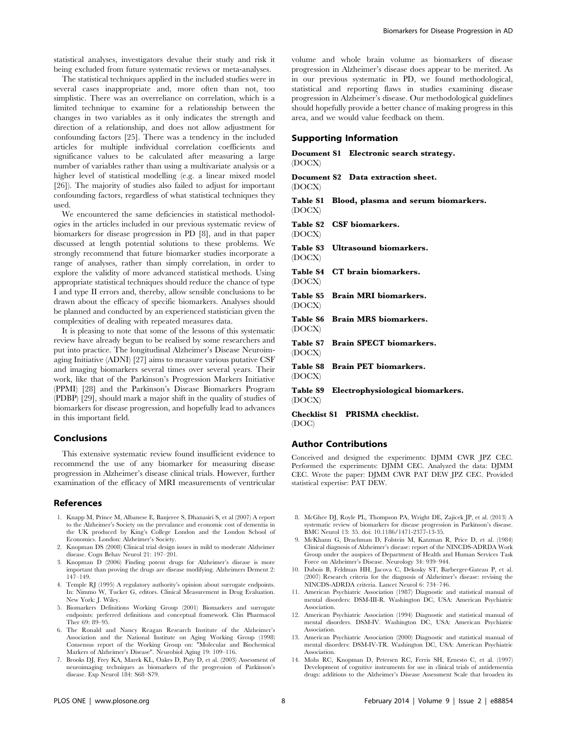statistical analyses, investigators devalue their study and risk it being excluded from future systematic reviews or meta-analyses.

The statistical techniques applied in the included studies were in several cases inappropriate and, more often than not, too simplistic. There was an overreliance on correlation, which is a limited technique to examine for a relationship between the changes in two variables as it only indicates the strength and direction of a relationship, and does not allow adjustment for confounding factors [25]. There was a tendency in the included articles for multiple individual correlation coefficients and significance values to be calculated after measuring a large number of variables rather than using a multivariate analysis or a higher level of statistical modelling (e.g. a linear mixed model [26]). The majority of studies also failed to adjust for important confounding factors, regardless of what statistical techniques they used.

We encountered the same deficiencies in statistical methodologies in the articles included in our previous systematic review of biomarkers for disease progression in PD [8], and in that paper discussed at length potential solutions to these problems. We strongly recommend that future biomarker studies incorporate a range of analyses, rather than simply correlation, in order to explore the validity of more advanced statistical methods. Using appropriate statistical techniques should reduce the chance of type I and type II errors and, thereby, allow sensible conclusions to be drawn about the efficacy of specific biomarkers. Analyses should be planned and conducted by an experienced statistician given the complexities of dealing with repeated measures data.

It is pleasing to note that some of the lessons of this systematic review have already begun to be realised by some researchers and put into practice. The longitudinal Alzheimer's Disease Neuroimaging Initiative (ADNI) [27] aims to measure various putative CSF and imaging biomarkers several times over several years. Their work, like that of the Parkinson's Progression Markers Initiative (PPMI) [28] and the Parkinson's Disease Biomarkers Program (PDBP) [29], should mark a major shift in the quality of studies of biomarkers for disease progression, and hopefully lead to advances in this important field.

## Conclusions

This extensive systematic review found insufficient evidence to recommend the use of any biomarker for measuring disease progression in Alzheimer's disease clinical trials. However, further examination of the efficacy of MRI measurements of ventricular volume and whole brain volume as biomarkers of disease progression in Alzheimer's disease does appear to be merited. As in our previous systematic in PD, we found methodological, statistical and reporting flaws in studies examining disease progression in Alzheimer's disease. Our methodological guidelines should hopefully provide a better chance of making progress in this area, and we would value feedback on them.

## Supporting Information

**Document S1 Electronic search strategy.**
(DOCX)

**Document S2 Data extraction sheet.**
(DOCX)

**Table S1 Blood, plasma and serum biomarkers.**
(DOCX)

**Table S2 CSF biomarkers.**
(DOCX)

**Table S3 Ultrasound biomarkers.**
(DOCX)

**Table S4 CT brain biomarkers.**
(DOCX)

**Table S5 Brain MRI biomarkers.**
(DOCX)

**Table S6 Brain MRS biomarkers.**
(DOCX)

**Table S7 Brain SPECT biomarkers.**
(DOCX)

**Table S8 Brain PET biomarkers.**
(DOCX)

**Table S9 Electrophysiological biomarkers.**
(DOCX)

**Checklist S1 PRISMA checklist.**
(DOC)

## Author Contributions

Conceived and designed the experiments: DJMM CWR JPZ CEC. Performed the experiments: DJMM CEC. Analyzed the data: DJMM CEC. Wrote the paper: DJMM CWR PAT DEW JPZ CEC. Provided statistical expertise: PAT DEW.

## References

1. Knapp M, Prince M, Albanese E, Banjeree S, Dhanasiri S, et al (2007) A report to the Alzheimer's Society on the prevalance and economic cost of dementia in the UK produced by King's College London and the London School of Economics. London: Alzheimer's Society.
2. Knopman DS (2008) Clinical trial design issues in mild to moderate Alzheimer disease. Cogn Behav Neurol 21: 197–201.
3. Knopman D (2006) Finding potent drugs for Alzheimer's disease is more important than proving the drugs are disease modifying. Alzheimers Dement 2: 147–149.
4. Temple RJ (1995) A regulatory authority's opinion about surrogate endpoints. In: Nimmo W, Tucker G, editors. Clinical Measurement in Drug Evaluation. New York: J. Wiley.
5. Biomarkers Definitions Working Group (2001) Biomarkers and surrogate endpoints: preferred definitions and conceptual framework. Clin Pharmacol Ther 69: 89–95.
6. The Ronald and Nancy Reagan Research Institute of the Alzheimer's Association and the National Institute on Aging Working Group (1998) Consensus report of the Working Group on: "Molecular and Biochemical Markers of Alzheimer's Disease". Neurobiol Aging 19: 109–116.
7. Brooks DJ, Frey KA, Marek KL, Oakes D, Paty D, et al. (2003) Assessment of neuroimaging techniques as biomarkers of the progression of Parkinson's disease. Exp Neurol 184: S68–S79.
8. McGhee DJ, Royle PL, Thompson PA, Wright DE, Zajicek JP, et al. (2013) A systematic review of biomarkers for disease progression in Parkinson's disease. BMC Neurol 13: 35. doi: 10.1186/1471-2377-13-35.
9. McKhann G, Drachman D, Folstein M, Katzman R, Price D, et al. (1984) Clinical diagnosis of Alzheimer's disease: report of the NINCDS-ADRDA Work Group under the auspices of Department of Health and Human Services Task Force on Alzheimer's Disease. Neurology 34: 939–944.
10. Dubois B, Feldman HH, Jacova C, Dekosky ST, Barberger-Gateau P, et al. (2007) Research criteria for the diagnosis of Alzheimer's disease: revising the NINCDS-ADRDA criteria. Lancet Neurol 6: 734–746.
11. American Psychiatric Association (1987) Diagnostic and statistical manual of mental disorders: DSM-III-R. Washington DC, USA: American Psychiatric Association.
12. American Psychiatric Association (1994) Diagnostic and statistical manual of mental disorders. DSM-IV. Washington DC, USA: American Psychiatric Association.
13. American Psychiatric Association (2000) Diagnostic and statistical manual of mental disorders: DSM-IV-TR. Washington DC, USA: American Psychiatric Association.
14. Mohs RC, Knopman D, Petersen RC, Ferris SH, Ernesto C, et al. (1997) Development of cognitive instruments for use in clinical trials of antidementia drugs: additions to the Alzheimer's Disease Assessment Scale that broaden its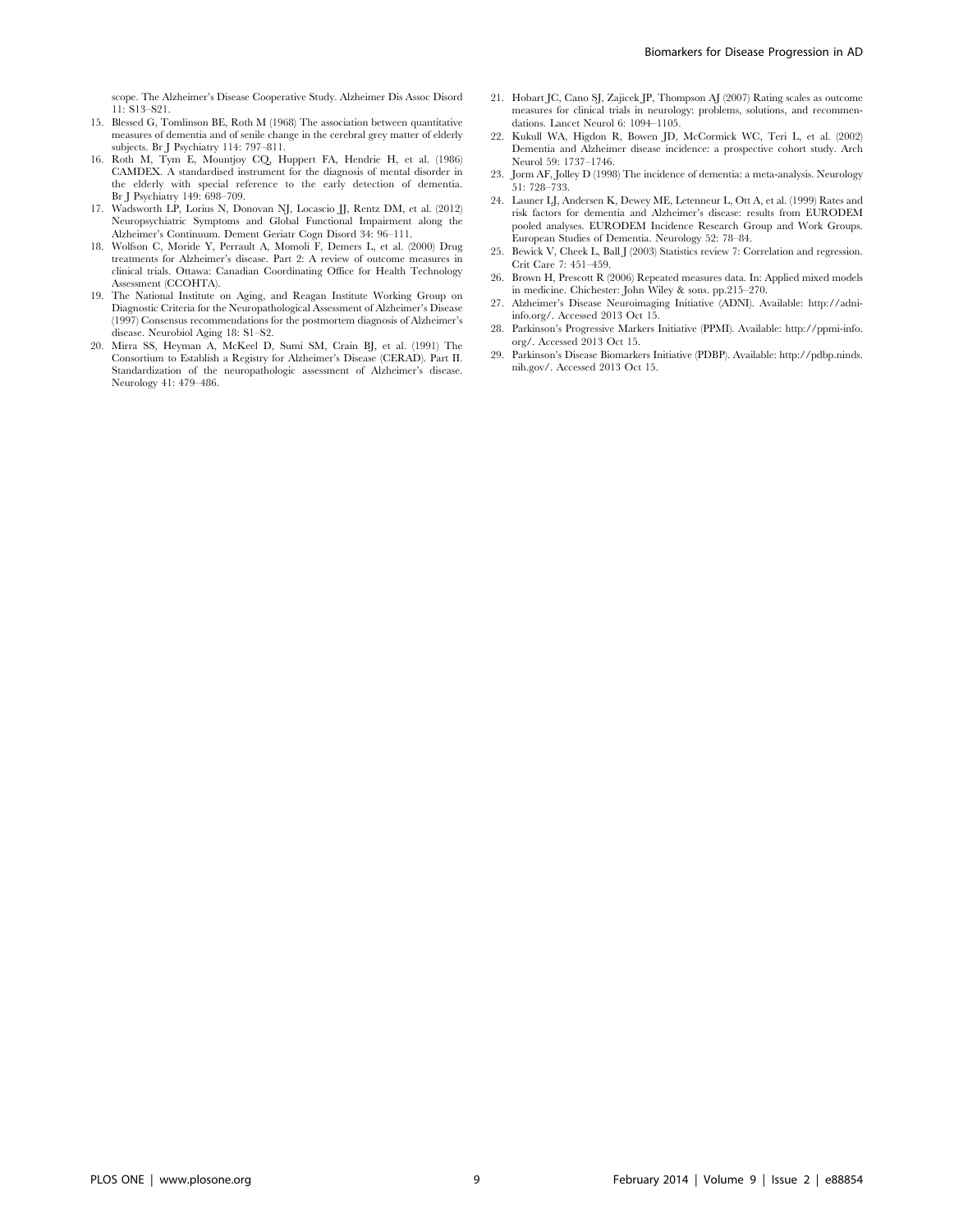scope. The Alzheimer's Disease Cooperative Study. Alzheimer Dis Assoc Disord 11: S13–S21.

15. Blessed G, Tomlinson BE, Roth M (1968) The association between quantitative measures of dementia and of senile change in the cerebral grey matter of elderly subjects. Br J Psychiatry 114: 797–811.
16. Roth M, Tym E, Mountjoy CQ, Huppert FA, Hendrie H, et al. (1986) CAMDEX. A standardised instrument for the diagnosis of mental disorder in the elderly with special reference to the early detection of dementia. Br J Psychiatry 149: 698–709.
17. Wadsworth LP, Lorius N, Donovan NJ, Locascio JJ, Rentz DM, et al. (2012) Neuropsychiatric Symptoms and Global Functional Impairment along the Alzheimer's Continuum. Dement Geriatr Cogn Disord 34: 96–111.
18. Wolfson C, Moride Y, Perrault A, Momoli F, Demers L, et al. (2000) Drug treatments for Alzheimer's disease. Part 2: A review of outcome measures in clinical trials. Ottawa: Canadian Coordinating Office for Health Technology Assessment (CCOHTA).
19. The National Institute on Aging, and Reagan Institute Working Group on Diagnostic Criteria for the Neuropathological Assessment of Alzheimer's Disease (1997) Consensus recommendations for the postmortem diagnosis of Alzheimer's disease. Neurobiol Aging 18: S1–S2.
20. Mirra SS, Heyman A, McKeel D, Sumi SM, Crain BJ, et al. (1991) The Consortium to Establish a Registry for Alzheimer's Disease (CERAD). Part II. Standardization of the neuropathologic assessment of Alzheimer's disease. Neurology 41: 479–486.
21. Hobart JC, Cano SJ, Zajicek JP, Thompson AJ (2007) Rating scales as outcome measures for clinical trials in neurology: problems, solutions, and recommendations. Lancet Neurol 6: 1094–1105.
22. Kukull WA, Higdon R, Bowen JD, McCormick WC, Teri L, et al. (2002) Dementia and Alzheimer disease incidence: a prospective cohort study. Arch Neurol 59: 1737–1746.
23. Jorm AF, Jolley D (1998) The incidence of dementia: a meta-analysis. Neurology 51: 728–733.
24. Launer LJ, Andersen K, Dewey ME, Letenneur L, Ott A, et al. (1999) Rates and risk factors for dementia and Alzheimer's disease: results from EURODEM pooled analyses. EURODEM Incidence Research Group and Work Groups. European Studies of Dementia. Neurology 52: 78–84.
25. Bewick V, Cheek L, Ball J (2003) Statistics review 7: Correlation and regression. Crit Care 7: 451–459.
26. Brown H, Prescott R (2006) Repeated measures data. In: Applied mixed models in medicine. Chichester: John Wiley & sons. pp.215–270.
27. Alzheimer's Disease Neuroimaging Initiative (ADNI). Available: http://adni-info.org/. Accessed 2013 Oct 15.
28. Parkinson's Progressive Markers Initiative (PPMI). Available: http://ppmi-info.org/. Accessed 2013 Oct 15.
29. Parkinson's Disease Biomarkers Initiative (PDBP). Available: http://pdbp.ninds.nih.gov/. Accessed 2013 Oct 15.